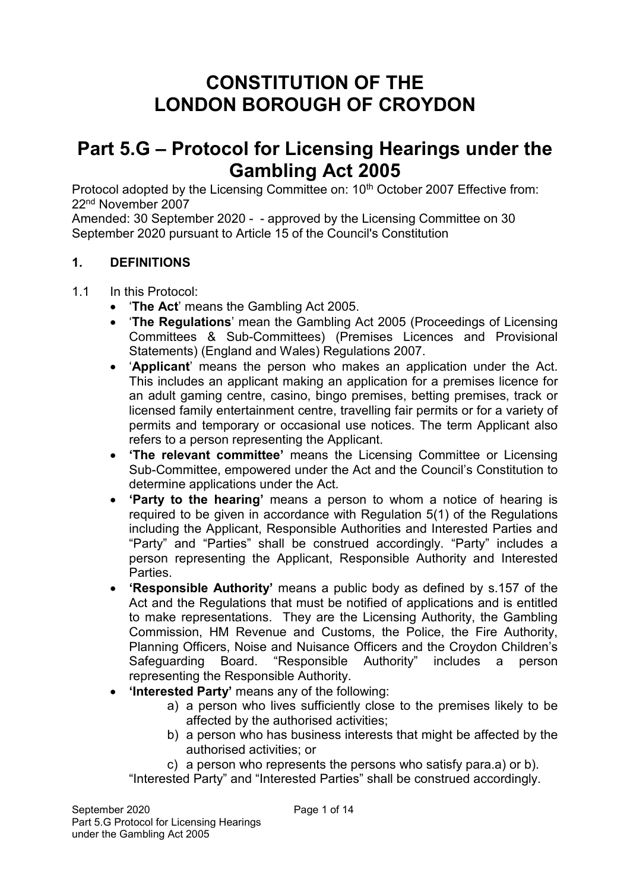# CONSTITUTION OF THE LONDON BOROUGH OF CROYDON

# Part 5.G – Protocol for Licensing Hearings under the Gambling Act 2005

Protocol adopted by the Licensing Committee on: 10th October 2007 Effective from: 22nd November 2007

Amended: 30 September 2020 - - approved by the Licensing Committee on 30 September 2020 pursuant to Article 15 of the Council's Constitution

## 1. DEFINITIONS

1.1 In this Protocol:

- '**The Act**' means the Gambling Act 2005.
- '**The Regulations**' mean the Gambling Act 2005 (Proceedings of Licensing Committees & Sub-Committees) (Premises Licences and Provisional Statements) (England and Wales) Regulations 2007.
- '**Applicant**' means the person who makes an application under the Act. This includes an applicant making an application for a premises licence for an adult gaming centre, casino, bingo premises, betting premises, track or licensed family entertainment centre, travelling fair permits or for a variety of permits and temporary or occasional use notices. The term Applicant also refers to a person representing the Applicant.
- **'The relevant committee'** means the Licensing Committee or Licensing Sub-Committee, empowered under the Act and the Council's Constitution to determine applications under the Act.
- **'Party to the hearing'** means a person to whom a notice of hearing is required to be given in accordance with Regulation 5(1) of the Regulations including the Applicant, Responsible Authorities and Interested Parties and "Party" and "Parties" shall be construed accordingly. "Party" includes a person representing the Applicant, Responsible Authority and Interested Parties.
- **'Responsible Authority'** means a public body as defined by s.157 of the Act and the Regulations that must be notified of applications and is entitled to make representations. They are the Licensing Authority, the Gambling Commission, HM Revenue and Customs, the Police, the Fire Authority, Planning Officers, Noise and Nuisance Officers and the Croydon Children's Safeguarding Board. "Responsible Authority" includes a person representing the Responsible Authority.
- **'Interested Party'** means any of the following:
  - a) a person who lives sufficiently close to the premises likely to be affected by the authorised activities;
  - b) a person who has business interests that might be affected by the authorised activities; or
  - c) a person who represents the persons who satisfy para.a) or b).

"Interested Party" and "Interested Parties" shall be construed accordingly.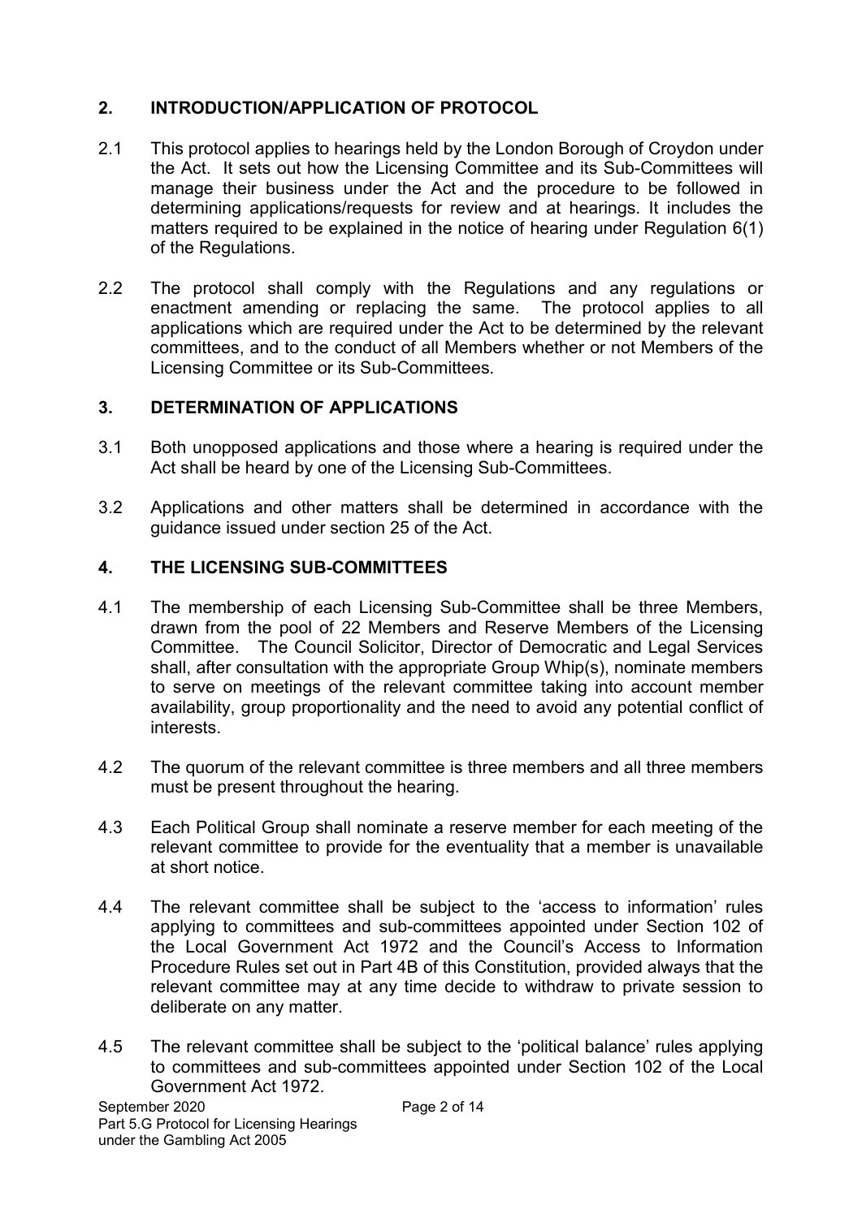## 2. INTRODUCTION/APPLICATION OF PROTOCOL

2.1 This protocol applies to hearings held by the London Borough of Croydon under the Act. It sets out how the Licensing Committee and its Sub-Committees will manage their business under the Act and the procedure to be followed in determining applications/requests for review and at hearings. It includes the matters required to be explained in the notice of hearing under Regulation 6(1) of the Regulations.

2.2 The protocol shall comply with the Regulations and any regulations or enactment amending or replacing the same. The protocol applies to all applications which are required under the Act to be determined by the relevant committees, and to the conduct of all Members whether or not Members of the Licensing Committee or its Sub-Committees.

## 3. DETERMINATION OF APPLICATIONS

3.1 Both unopposed applications and those where a hearing is required under the Act shall be heard by one of the Licensing Sub-Committees.

3.2 Applications and other matters shall be determined in accordance with the guidance issued under section 25 of the Act.

## 4. THE LICENSING SUB-COMMITTEES

4.1 The membership of each Licensing Sub-Committee shall be three Members, drawn from the pool of 22 Members and Reserve Members of the Licensing Committee. The Council Solicitor, Director of Democratic and Legal Services shall, after consultation with the appropriate Group Whip(s), nominate members to serve on meetings of the relevant committee taking into account member availability, group proportionality and the need to avoid any potential conflict of interests.

4.2 The quorum of the relevant committee is three members and all three members must be present throughout the hearing.

4.3 Each Political Group shall nominate a reserve member for each meeting of the relevant committee to provide for the eventuality that a member is unavailable at short notice.

4.4 The relevant committee shall be subject to the 'access to information' rules applying to committees and sub-committees appointed under Section 102 of the Local Government Act 1972 and the Council's Access to Information Procedure Rules set out in Part 4B of this Constitution, provided always that the relevant committee may at any time decide to withdraw to private session to deliberate on any matter.

4.5 The relevant committee shall be subject to the 'political balance' rules applying to committees and sub-committees appointed under Section 102 of the Local Government Act 1972.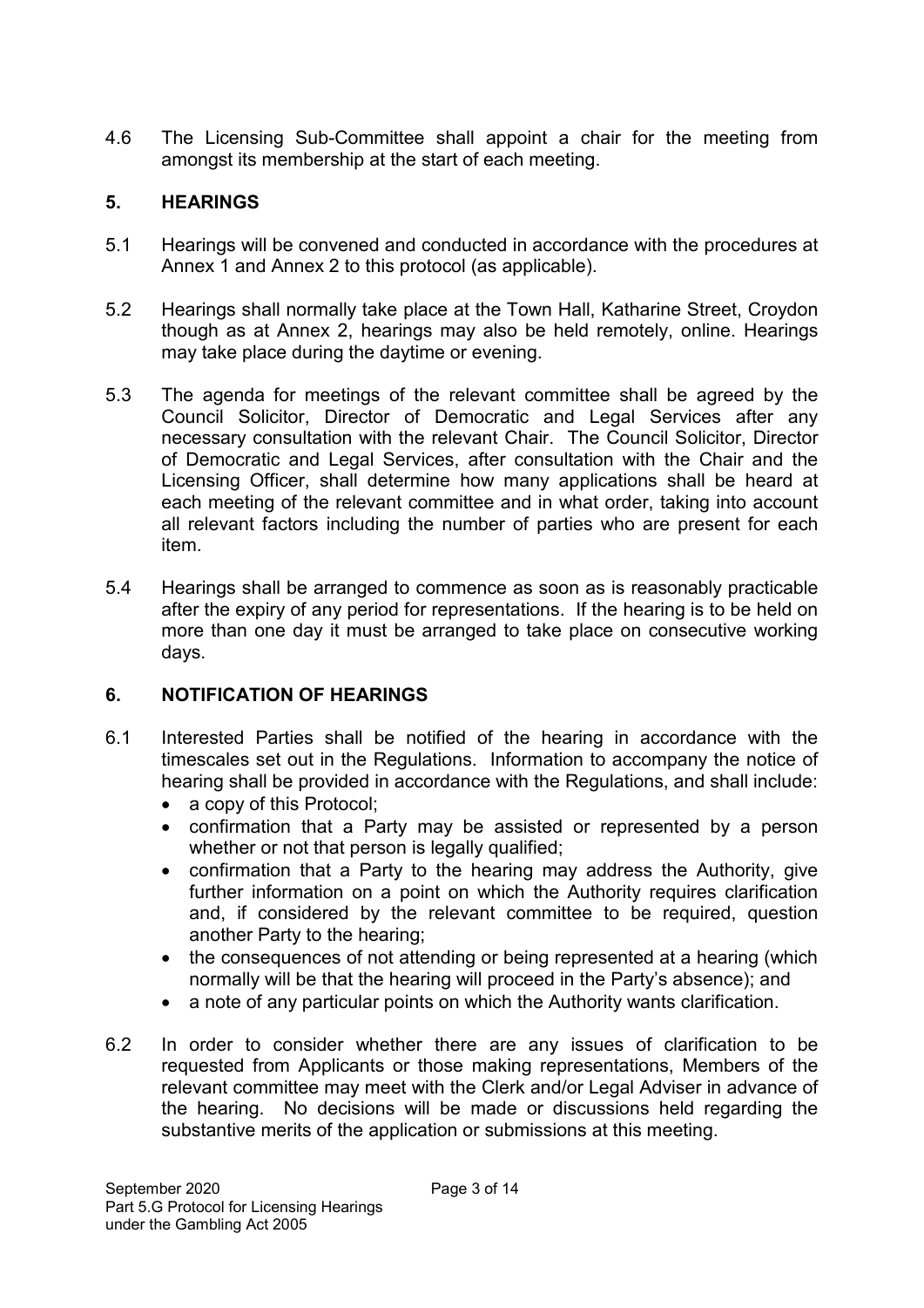4.6 The Licensing Sub-Committee shall appoint a chair for the meeting from amongst its membership at the start of each meeting.

## 5. HEARINGS

5.1 Hearings will be convened and conducted in accordance with the procedures at Annex 1 and Annex 2 to this protocol (as applicable).

5.2 Hearings shall normally take place at the Town Hall, Katharine Street, Croydon though as at Annex 2, hearings may also be held remotely, online. Hearings may take place during the daytime or evening.

5.3 The agenda for meetings of the relevant committee shall be agreed by the Council Solicitor, Director of Democratic and Legal Services after any necessary consultation with the relevant Chair. The Council Solicitor, Director of Democratic and Legal Services, after consultation with the Chair and the Licensing Officer, shall determine how many applications shall be heard at each meeting of the relevant committee and in what order, taking into account all relevant factors including the number of parties who are present for each item.

5.4 Hearings shall be arranged to commence as soon as is reasonably practicable after the expiry of any period for representations. If the hearing is to be held on more than one day it must be arranged to take place on consecutive working days.

## 6. NOTIFICATION OF HEARINGS

6.1 Interested Parties shall be notified of the hearing in accordance with the timescales set out in the Regulations. Information to accompany the notice of hearing shall be provided in accordance with the Regulations, and shall include:

- a copy of this Protocol;
- confirmation that a Party may be assisted or represented by a person whether or not that person is legally qualified;
- confirmation that a Party to the hearing may address the Authority, give further information on a point on which the Authority requires clarification and, if considered by the relevant committee to be required, question another Party to the hearing;
- the consequences of not attending or being represented at a hearing (which normally will be that the hearing will proceed in the Party's absence); and
- a note of any particular points on which the Authority wants clarification.

6.2 In order to consider whether there are any issues of clarification to be requested from Applicants or those making representations, Members of the relevant committee may meet with the Clerk and/or Legal Adviser in advance of the hearing. No decisions will be made or discussions held regarding the substantive merits of the application or submissions at this meeting.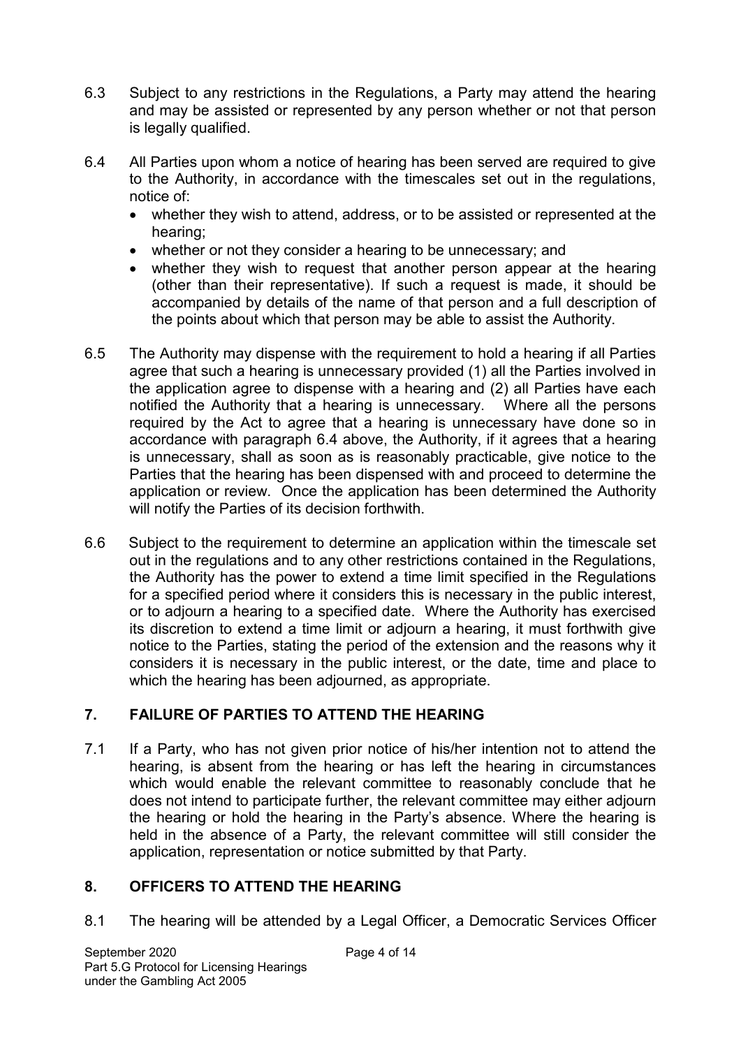6.3 Subject to any restrictions in the Regulations, a Party may attend the hearing and may be assisted or represented by any person whether or not that person is legally qualified.

6.4 All Parties upon whom a notice of hearing has been served are required to give to the Authority, in accordance with the timescales set out in the regulations, notice of:

- whether they wish to attend, address, or to be assisted or represented at the hearing;
- whether or not they consider a hearing to be unnecessary; and
- whether they wish to request that another person appear at the hearing (other than their representative). If such a request is made, it should be accompanied by details of the name of that person and a full description of the points about which that person may be able to assist the Authority.

6.5 The Authority may dispense with the requirement to hold a hearing if all Parties agree that such a hearing is unnecessary provided (1) all the Parties involved in the application agree to dispense with a hearing and (2) all Parties have each notified the Authority that a hearing is unnecessary. Where all the persons required by the Act to agree that a hearing is unnecessary have done so in accordance with paragraph 6.4 above, the Authority, if it agrees that a hearing is unnecessary, shall as soon as is reasonably practicable, give notice to the Parties that the hearing has been dispensed with and proceed to determine the application or review. Once the application has been determined the Authority will notify the Parties of its decision forthwith.

6.6 Subject to the requirement to determine an application within the timescale set out in the regulations and to any other restrictions contained in the Regulations, the Authority has the power to extend a time limit specified in the Regulations for a specified period where it considers this is necessary in the public interest, or to adjourn a hearing to a specified date. Where the Authority has exercised its discretion to extend a time limit or adjourn a hearing, it must forthwith give notice to the Parties, stating the period of the extension and the reasons why it considers it is necessary in the public interest, or the date, time and place to which the hearing has been adjourned, as appropriate.

## 7. FAILURE OF PARTIES TO ATTEND THE HEARING

7.1 If a Party, who has not given prior notice of his/her intention not to attend the hearing, is absent from the hearing or has left the hearing in circumstances which would enable the relevant committee to reasonably conclude that he does not intend to participate further, the relevant committee may either adjourn the hearing or hold the hearing in the Party's absence. Where the hearing is held in the absence of a Party, the relevant committee will still consider the application, representation or notice submitted by that Party.

## 8. OFFICERS TO ATTEND THE HEARING

8.1 The hearing will be attended by a Legal Officer, a Democratic Services Officer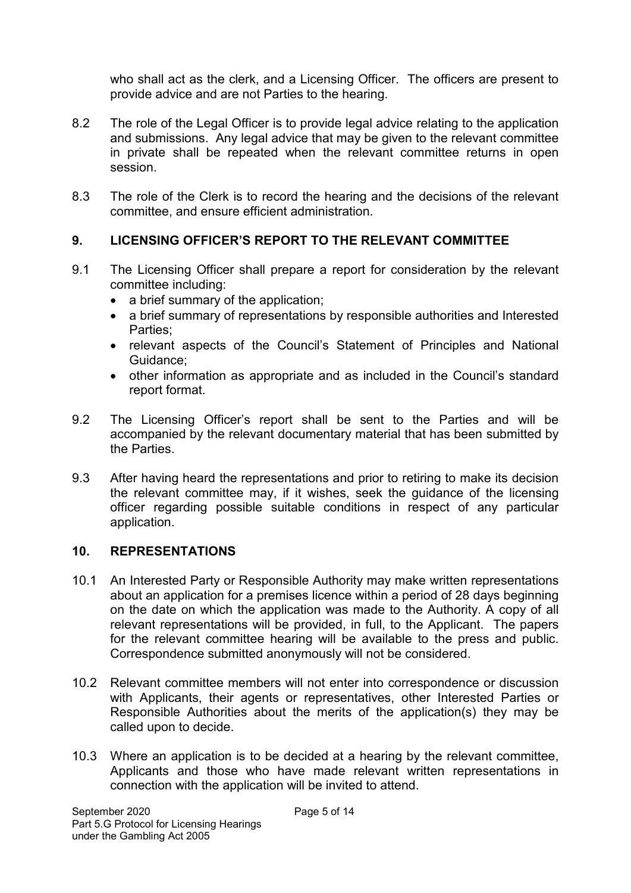who shall act as the clerk, and a Licensing Officer. The officers are present to provide advice and are not Parties to the hearing.

8.2 The role of the Legal Officer is to provide legal advice relating to the application and submissions. Any legal advice that may be given to the relevant committee in private shall be repeated when the relevant committee returns in open session.

8.3 The role of the Clerk is to record the hearing and the decisions of the relevant committee, and ensure efficient administration.

## 9. LICENSING OFFICER'S REPORT TO THE RELEVANT COMMITTEE

9.1 The Licensing Officer shall prepare a report for consideration by the relevant committee including:

- a brief summary of the application;
- a brief summary of representations by responsible authorities and Interested Parties;
- relevant aspects of the Council's Statement of Principles and National Guidance;
- other information as appropriate and as included in the Council's standard report format.

9.2 The Licensing Officer's report shall be sent to the Parties and will be accompanied by the relevant documentary material that has been submitted by the Parties.

9.3 After having heard the representations and prior to retiring to make its decision the relevant committee may, if it wishes, seek the guidance of the licensing officer regarding possible suitable conditions in respect of any particular application.

## 10. REPRESENTATIONS

10.1 An Interested Party or Responsible Authority may make written representations about an application for a premises licence within a period of 28 days beginning on the date on which the application was made to the Authority. A copy of all relevant representations will be provided, in full, to the Applicant. The papers for the relevant committee hearing will be available to the press and public. Correspondence submitted anonymously will not be considered.

10.2 Relevant committee members will not enter into correspondence or discussion with Applicants, their agents or representatives, other Interested Parties or Responsible Authorities about the merits of the application(s) they may be called upon to decide.

10.3 Where an application is to be decided at a hearing by the relevant committee, Applicants and those who have made relevant written representations in connection with the application will be invited to attend.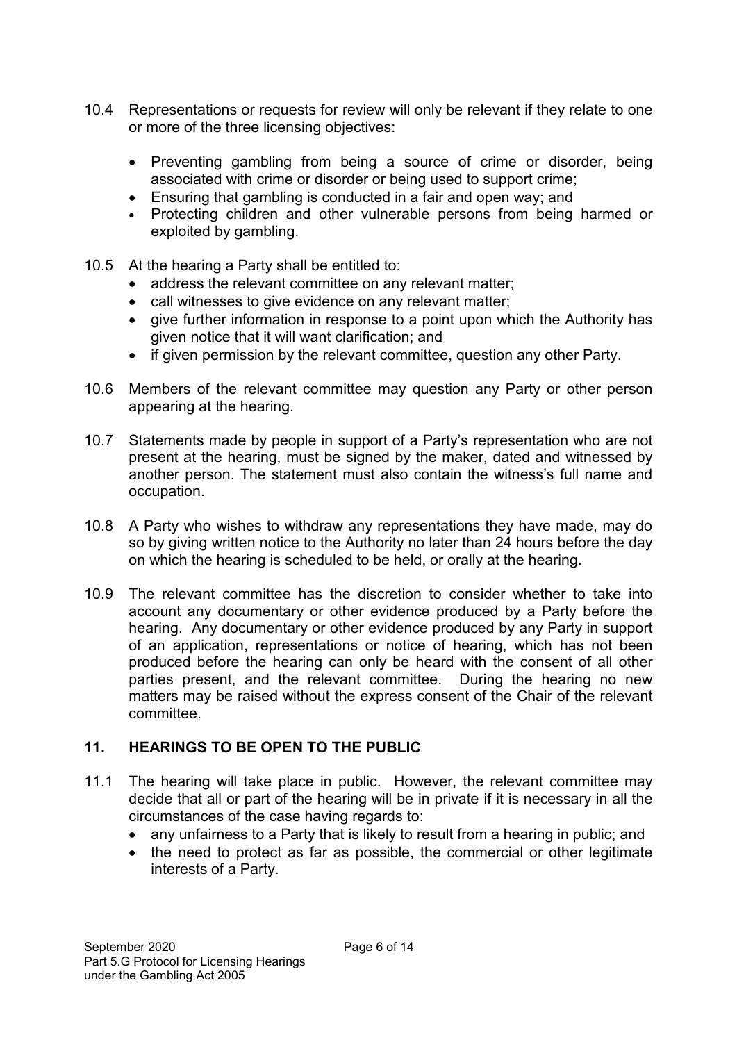10.4 Representations or requests for review will only be relevant if they relate to one or more of the three licensing objectives:

- Preventing gambling from being a source of crime or disorder, being associated with crime or disorder or being used to support crime;
- Ensuring that gambling is conducted in a fair and open way; and
- Protecting children and other vulnerable persons from being harmed or exploited by gambling.

10.5 At the hearing a Party shall be entitled to:

- address the relevant committee on any relevant matter;
- call witnesses to give evidence on any relevant matter;
- give further information in response to a point upon which the Authority has given notice that it will want clarification; and
- if given permission by the relevant committee, question any other Party.

10.6 Members of the relevant committee may question any Party or other person appearing at the hearing.

10.7 Statements made by people in support of a Party's representation who are not present at the hearing, must be signed by the maker, dated and witnessed by another person. The statement must also contain the witness's full name and occupation.

10.8 A Party who wishes to withdraw any representations they have made, may do so by giving written notice to the Authority no later than 24 hours before the day on which the hearing is scheduled to be held, or orally at the hearing.

10.9 The relevant committee has the discretion to consider whether to take into account any documentary or other evidence produced by a Party before the hearing. Any documentary or other evidence produced by any Party in support of an application, representations or notice of hearing, which has not been produced before the hearing can only be heard with the consent of all other parties present, and the relevant committee. During the hearing no new matters may be raised without the express consent of the Chair of the relevant committee.

## 11. HEARINGS TO BE OPEN TO THE PUBLIC

11.1 The hearing will take place in public. However, the relevant committee may decide that all or part of the hearing will be in private if it is necessary in all the circumstances of the case having regards to:

- any unfairness to a Party that is likely to result from a hearing in public; and
- the need to protect as far as possible, the commercial or other legitimate interests of a Party.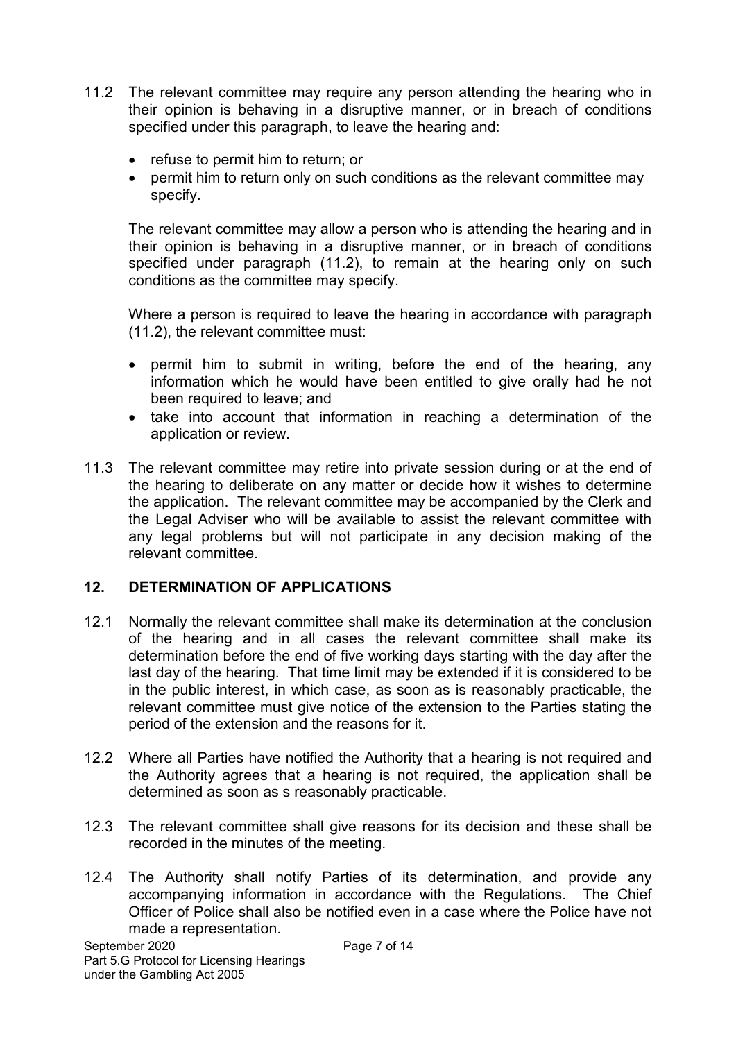11.2 The relevant committee may require any person attending the hearing who in their opinion is behaving in a disruptive manner, or in breach of conditions specified under this paragraph, to leave the hearing and:

- refuse to permit him to return; or
- permit him to return only on such conditions as the relevant committee may specify.

The relevant committee may allow a person who is attending the hearing and in their opinion is behaving in a disruptive manner, or in breach of conditions specified under paragraph (11.2), to remain at the hearing only on such conditions as the committee may specify.

Where a person is required to leave the hearing in accordance with paragraph (11.2), the relevant committee must:

- permit him to submit in writing, before the end of the hearing, any information which he would have been entitled to give orally had he not been required to leave; and
- take into account that information in reaching a determination of the application or review.

11.3 The relevant committee may retire into private session during or at the end of the hearing to deliberate on any matter or decide how it wishes to determine the application. The relevant committee may be accompanied by the Clerk and the Legal Adviser who will be available to assist the relevant committee with any legal problems but will not participate in any decision making of the relevant committee.

## 12. DETERMINATION OF APPLICATIONS

12.1 Normally the relevant committee shall make its determination at the conclusion of the hearing and in all cases the relevant committee shall make its determination before the end of five working days starting with the day after the last day of the hearing. That time limit may be extended if it is considered to be in the public interest, in which case, as soon as is reasonably practicable, the relevant committee must give notice of the extension to the Parties stating the period of the extension and the reasons for it.

12.2 Where all Parties have notified the Authority that a hearing is not required and the Authority agrees that a hearing is not required, the application shall be determined as soon as s reasonably practicable.

12.3 The relevant committee shall give reasons for its decision and these shall be recorded in the minutes of the meeting.

12.4 The Authority shall notify Parties of its determination, and provide any accompanying information in accordance with the Regulations. The Chief Officer of Police shall also be notified even in a case where the Police have not made a representation.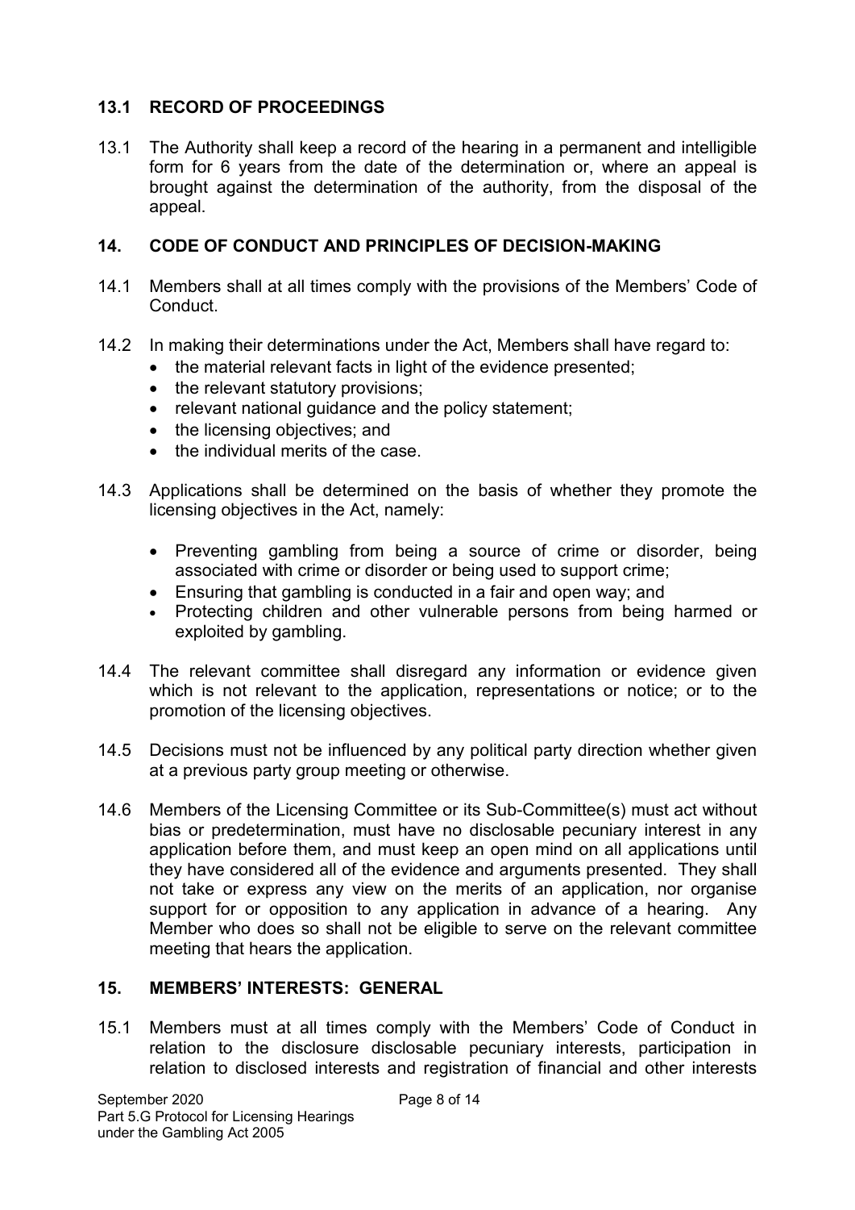## 13.1 RECORD OF PROCEEDINGS

13.1 The Authority shall keep a record of the hearing in a permanent and intelligible form for 6 years from the date of the determination or, where an appeal is brought against the determination of the authority, from the disposal of the appeal.

## 14. CODE OF CONDUCT AND PRINCIPLES OF DECISION-MAKING

14.1 Members shall at all times comply with the provisions of the Members' Code of Conduct.

14.2 In making their determinations under the Act, Members shall have regard to:

- the material relevant facts in light of the evidence presented;
- the relevant statutory provisions;
- relevant national guidance and the policy statement;
- the licensing objectives; and
- the individual merits of the case.

14.3 Applications shall be determined on the basis of whether they promote the licensing objectives in the Act, namely:

- Preventing gambling from being a source of crime or disorder, being associated with crime or disorder or being used to support crime;
- Ensuring that gambling is conducted in a fair and open way; and
- Protecting children and other vulnerable persons from being harmed or exploited by gambling.

14.4 The relevant committee shall disregard any information or evidence given which is not relevant to the application, representations or notice; or to the promotion of the licensing objectives.

14.5 Decisions must not be influenced by any political party direction whether given at a previous party group meeting or otherwise.

14.6 Members of the Licensing Committee or its Sub-Committee(s) must act without bias or predetermination, must have no disclosable pecuniary interest in any application before them, and must keep an open mind on all applications until they have considered all of the evidence and arguments presented. They shall not take or express any view on the merits of an application, nor organise support for or opposition to any application in advance of a hearing. Any Member who does so shall not be eligible to serve on the relevant committee meeting that hears the application.

## 15. MEMBERS' INTERESTS: GENERAL

15.1 Members must at all times comply with the Members' Code of Conduct in relation to the disclosure disclosable pecuniary interests, participation in relation to disclosed interests and registration of financial and other interests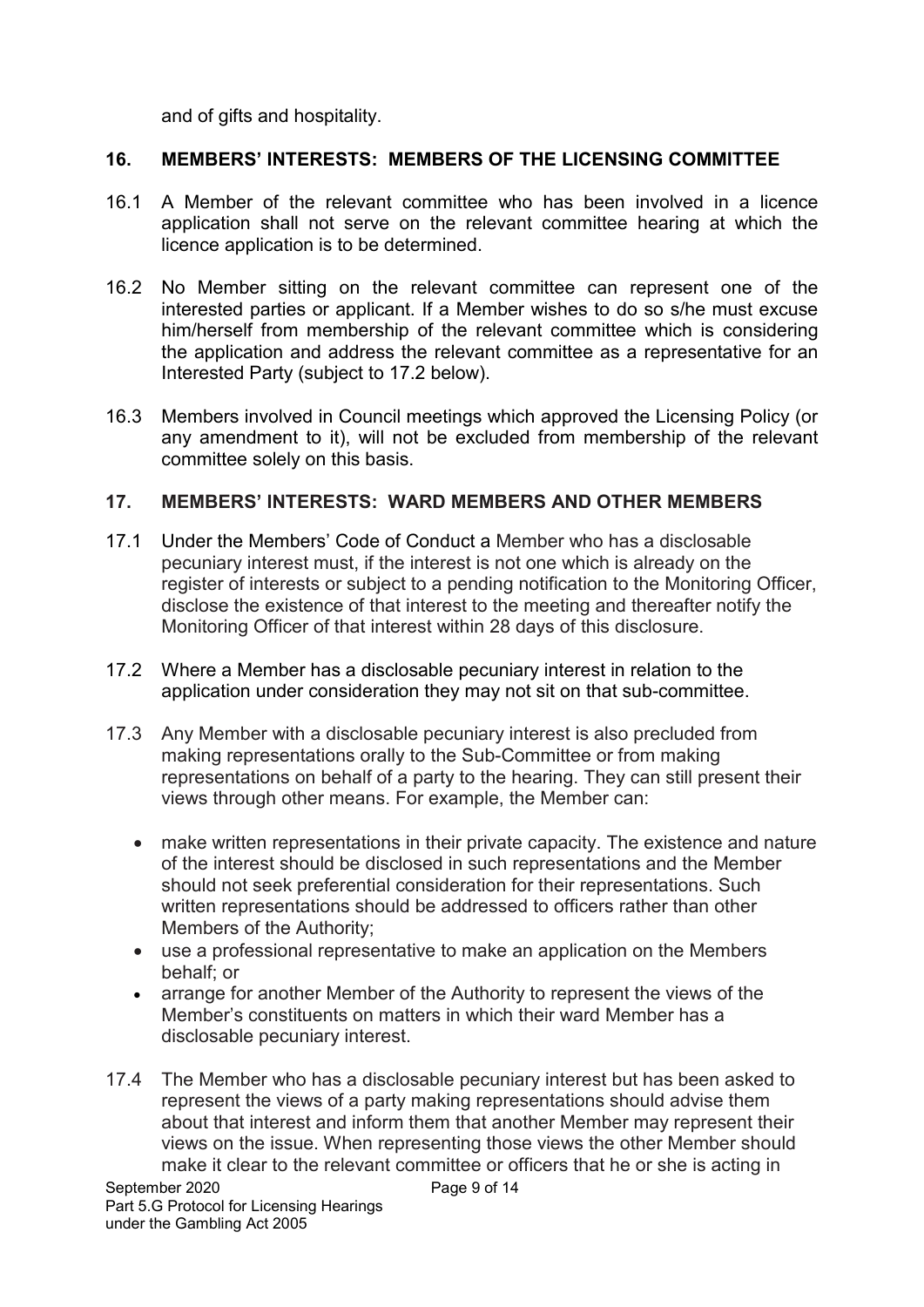and of gifts and hospitality.

## 16. MEMBERS' INTERESTS: MEMBERS OF THE LICENSING COMMITTEE

16.1 A Member of the relevant committee who has been involved in a licence application shall not serve on the relevant committee hearing at which the licence application is to be determined.

16.2 No Member sitting on the relevant committee can represent one of the interested parties or applicant. If a Member wishes to do so s/he must excuse him/herself from membership of the relevant committee which is considering the application and address the relevant committee as a representative for an Interested Party (subject to 17.2 below).

16.3 Members involved in Council meetings which approved the Licensing Policy (or any amendment to it), will not be excluded from membership of the relevant committee solely on this basis.

## 17. MEMBERS' INTERESTS: WARD MEMBERS AND OTHER MEMBERS

17.1 Under the Members' Code of Conduct a Member who has a disclosable pecuniary interest must, if the interest is not one which is already on the register of interests or subject to a pending notification to the Monitoring Officer, disclose the existence of that interest to the meeting and thereafter notify the Monitoring Officer of that interest within 28 days of this disclosure.

17.2 Where a Member has a disclosable pecuniary interest in relation to the application under consideration they may not sit on that sub-committee.

17.3 Any Member with a disclosable pecuniary interest is also precluded from making representations orally to the Sub-Committee or from making representations on behalf of a party to the hearing. They can still present their views through other means. For example, the Member can:

- make written representations in their private capacity. The existence and nature of the interest should be disclosed in such representations and the Member should not seek preferential consideration for their representations. Such written representations should be addressed to officers rather than other Members of the Authority;
- use a professional representative to make an application on the Members behalf; or
- arrange for another Member of the Authority to represent the views of the Member's constituents on matters in which their ward Member has a disclosable pecuniary interest.

17.4 The Member who has a disclosable pecuniary interest but has been asked to represent the views of a party making representations should advise them about that interest and inform them that another Member may represent their views on the issue. When representing those views the other Member should make it clear to the relevant committee or officers that he or she is acting in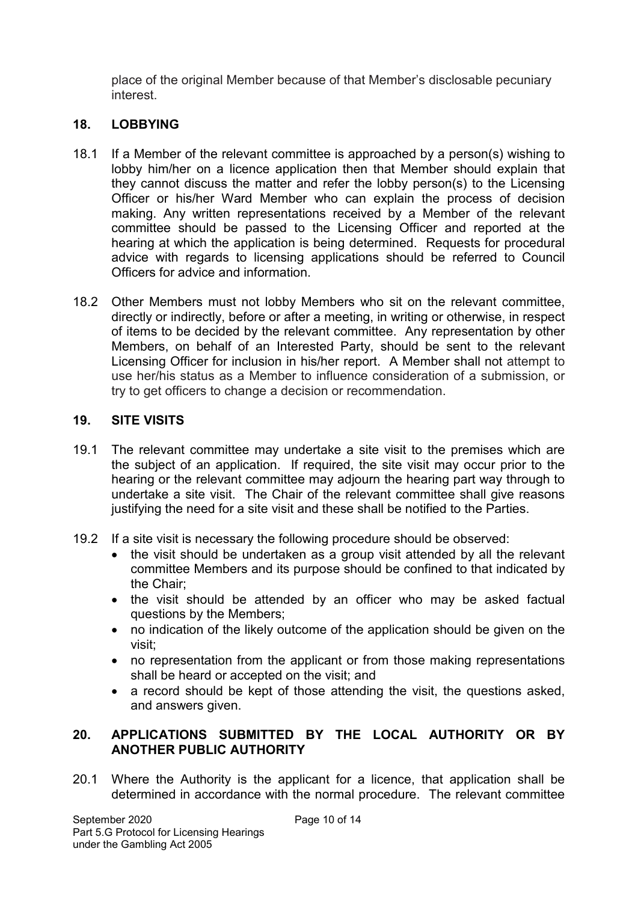place of the original Member because of that Member's disclosable pecuniary interest.

## 18. LOBBYING

18.1 If a Member of the relevant committee is approached by a person(s) wishing to lobby him/her on a licence application then that Member should explain that they cannot discuss the matter and refer the lobby person(s) to the Licensing Officer or his/her Ward Member who can explain the process of decision making. Any written representations received by a Member of the relevant committee should be passed to the Licensing Officer and reported at the hearing at which the application is being determined. Requests for procedural advice with regards to licensing applications should be referred to Council Officers for advice and information.

18.2 Other Members must not lobby Members who sit on the relevant committee, directly or indirectly, before or after a meeting, in writing or otherwise, in respect of items to be decided by the relevant committee. Any representation by other Members, on behalf of an Interested Party, should be sent to the relevant Licensing Officer for inclusion in his/her report. A Member shall not attempt to use her/his status as a Member to influence consideration of a submission, or try to get officers to change a decision or recommendation.

## 19. SITE VISITS

19.1 The relevant committee may undertake a site visit to the premises which are the subject of an application. If required, the site visit may occur prior to the hearing or the relevant committee may adjourn the hearing part way through to undertake a site visit. The Chair of the relevant committee shall give reasons justifying the need for a site visit and these shall be notified to the Parties.

19.2 If a site visit is necessary the following procedure should be observed:

- the visit should be undertaken as a group visit attended by all the relevant committee Members and its purpose should be confined to that indicated by the Chair;
- the visit should be attended by an officer who may be asked factual questions by the Members;
- no indication of the likely outcome of the application should be given on the visit;
- no representation from the applicant or from those making representations shall be heard or accepted on the visit; and
- a record should be kept of those attending the visit, the questions asked, and answers given.

## 20. APPLICATIONS SUBMITTED BY THE LOCAL AUTHORITY OR BY ANOTHER PUBLIC AUTHORITY

20.1 Where the Authority is the applicant for a licence, that application shall be determined in accordance with the normal procedure. The relevant committee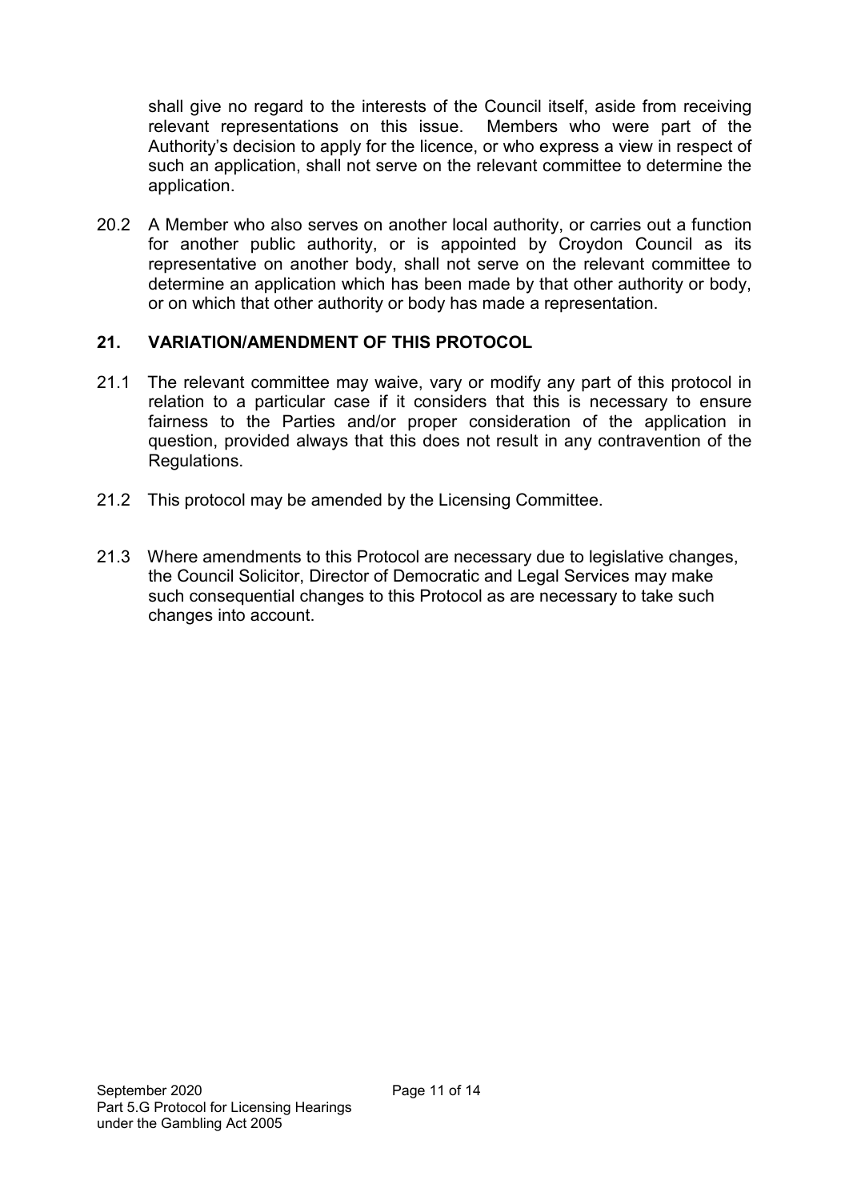shall give no regard to the interests of the Council itself, aside from receiving relevant representations on this issue. Members who were part of the Authority's decision to apply for the licence, or who express a view in respect of such an application, shall not serve on the relevant committee to determine the application.

20.2 A Member who also serves on another local authority, or carries out a function for another public authority, or is appointed by Croydon Council as its representative on another body, shall not serve on the relevant committee to determine an application which has been made by that other authority or body, or on which that other authority or body has made a representation.

## 21. VARIATION/AMENDMENT OF THIS PROTOCOL

21.1 The relevant committee may waive, vary or modify any part of this protocol in relation to a particular case if it considers that this is necessary to ensure fairness to the Parties and/or proper consideration of the application in question, provided always that this does not result in any contravention of the Regulations.

21.2 This protocol may be amended by the Licensing Committee.

21.3 Where amendments to this Protocol are necessary due to legislative changes, the Council Solicitor, Director of Democratic and Legal Services may make such consequential changes to this Protocol as are necessary to take such changes into account.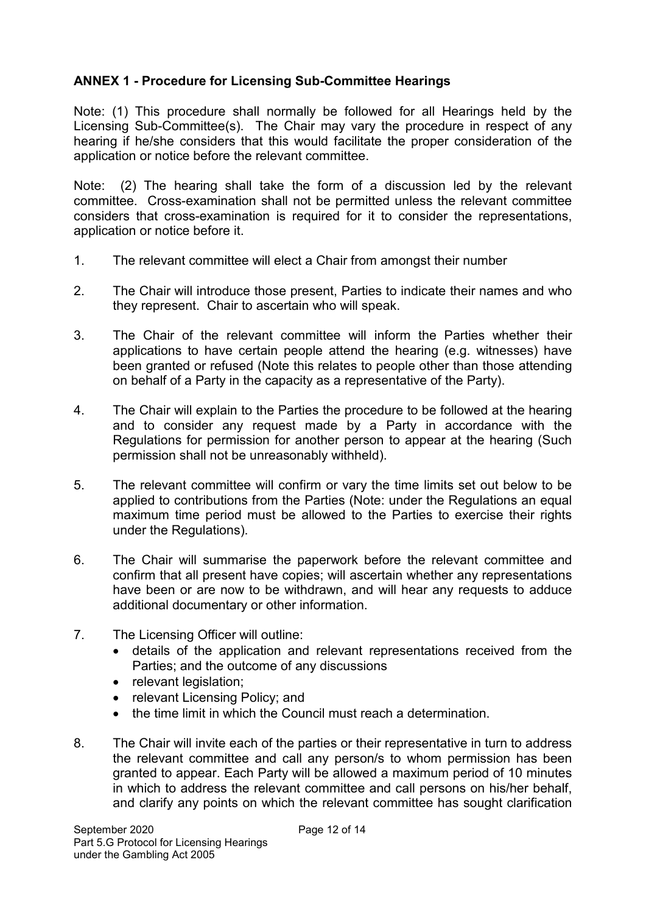## ANNEX 1 - Procedure for Licensing Sub-Committee Hearings

Note: (1) This procedure shall normally be followed for all Hearings held by the Licensing Sub-Committee(s). The Chair may vary the procedure in respect of any hearing if he/she considers that this would facilitate the proper consideration of the application or notice before the relevant committee.

Note: (2) The hearing shall take the form of a discussion led by the relevant committee. Cross-examination shall not be permitted unless the relevant committee considers that cross-examination is required for it to consider the representations, application or notice before it.

1. The relevant committee will elect a Chair from amongst their number

2. The Chair will introduce those present, Parties to indicate their names and who they represent. Chair to ascertain who will speak.

3. The Chair of the relevant committee will inform the Parties whether their applications to have certain people attend the hearing (e.g. witnesses) have been granted or refused (Note this relates to people other than those attending on behalf of a Party in the capacity as a representative of the Party).

4. The Chair will explain to the Parties the procedure to be followed at the hearing and to consider any request made by a Party in accordance with the Regulations for permission for another person to appear at the hearing (Such permission shall not be unreasonably withheld).

5. The relevant committee will confirm or vary the time limits set out below to be applied to contributions from the Parties (Note: under the Regulations an equal maximum time period must be allowed to the Parties to exercise their rights under the Regulations).

6. The Chair will summarise the paperwork before the relevant committee and confirm that all present have copies; will ascertain whether any representations have been or are now to be withdrawn, and will hear any requests to adduce additional documentary or other information.

7. The Licensing Officer will outline:
   - details of the application and relevant representations received from the Parties; and the outcome of any discussions
   - relevant legislation;
   - relevant Licensing Policy; and
   - the time limit in which the Council must reach a determination.

8. The Chair will invite each of the parties or their representative in turn to address the relevant committee and call any person/s to whom permission has been granted to appear. Each Party will be allowed a maximum period of 10 minutes in which to address the relevant committee and call persons on his/her behalf, and clarify any points on which the relevant committee has sought clarification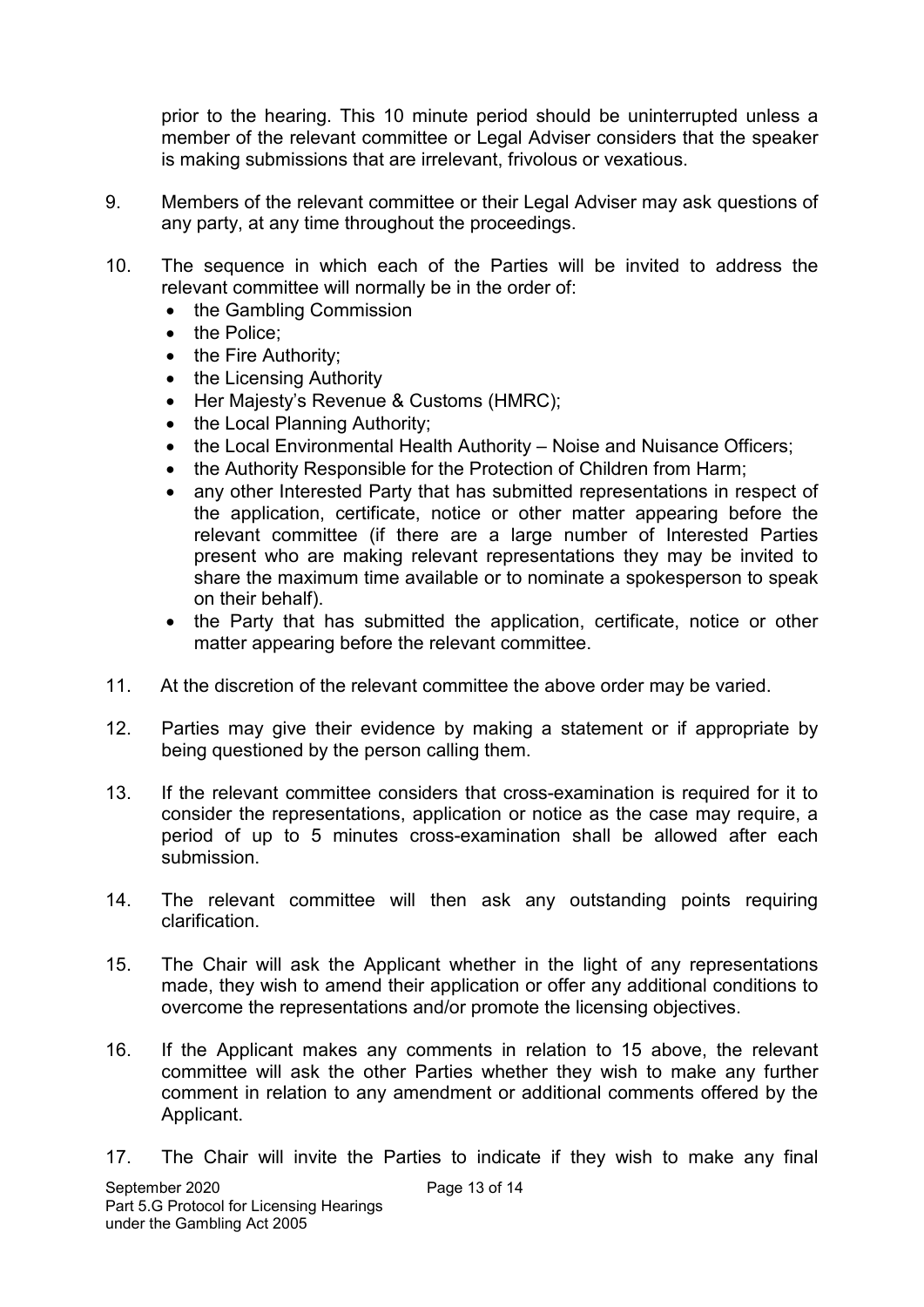prior to the hearing. This 10 minute period should be uninterrupted unless a member of the relevant committee or Legal Adviser considers that the speaker is making submissions that are irrelevant, frivolous or vexatious.

9. Members of the relevant committee or their Legal Adviser may ask questions of any party, at any time throughout the proceedings.

10. The sequence in which each of the Parties will be invited to address the relevant committee will normally be in the order of:
    - the Gambling Commission
    - the Police;
    - the Fire Authority;
    - the Licensing Authority
    - Her Majesty's Revenue & Customs (HMRC);
    - the Local Planning Authority;
    - the Local Environmental Health Authority – Noise and Nuisance Officers;
    - the Authority Responsible for the Protection of Children from Harm;
    - any other Interested Party that has submitted representations in respect of the application, certificate, notice or other matter appearing before the relevant committee (if there are a large number of Interested Parties present who are making relevant representations they may be invited to share the maximum time available or to nominate a spokesperson to speak on their behalf).
    - the Party that has submitted the application, certificate, notice or other matter appearing before the relevant committee.

11. At the discretion of the relevant committee the above order may be varied.

12. Parties may give their evidence by making a statement or if appropriate by being questioned by the person calling them.

13. If the relevant committee considers that cross-examination is required for it to consider the representations, application or notice as the case may require, a period of up to 5 minutes cross-examination shall be allowed after each submission.

14. The relevant committee will then ask any outstanding points requiring clarification.

15. The Chair will ask the Applicant whether in the light of any representations made, they wish to amend their application or offer any additional conditions to overcome the representations and/or promote the licensing objectives.

16. If the Applicant makes any comments in relation to 15 above, the relevant committee will ask the other Parties whether they wish to make any further comment in relation to any amendment or additional comments offered by the Applicant.

17. The Chair will invite the Parties to indicate if they wish to make any final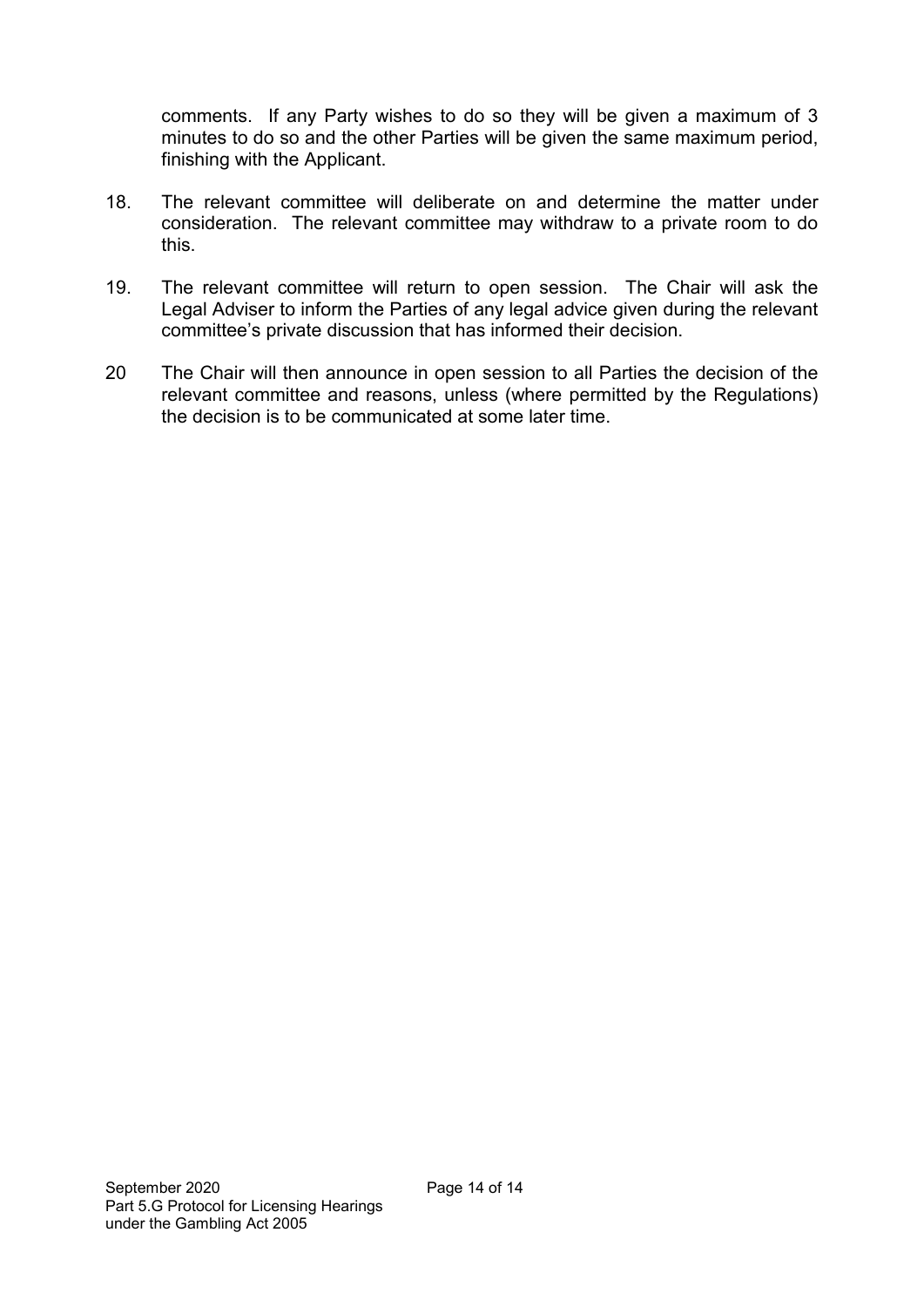comments. If any Party wishes to do so they will be given a maximum of 3 minutes to do so and the other Parties will be given the same maximum period, finishing with the Applicant.

18. The relevant committee will deliberate on and determine the matter under consideration. The relevant committee may withdraw to a private room to do this.

19. The relevant committee will return to open session. The Chair will ask the Legal Adviser to inform the Parties of any legal advice given during the relevant committee's private discussion that has informed their decision.

20 The Chair will then announce in open session to all Parties the decision of the relevant committee and reasons, unless (where permitted by the Regulations) the decision is to be communicated at some later time.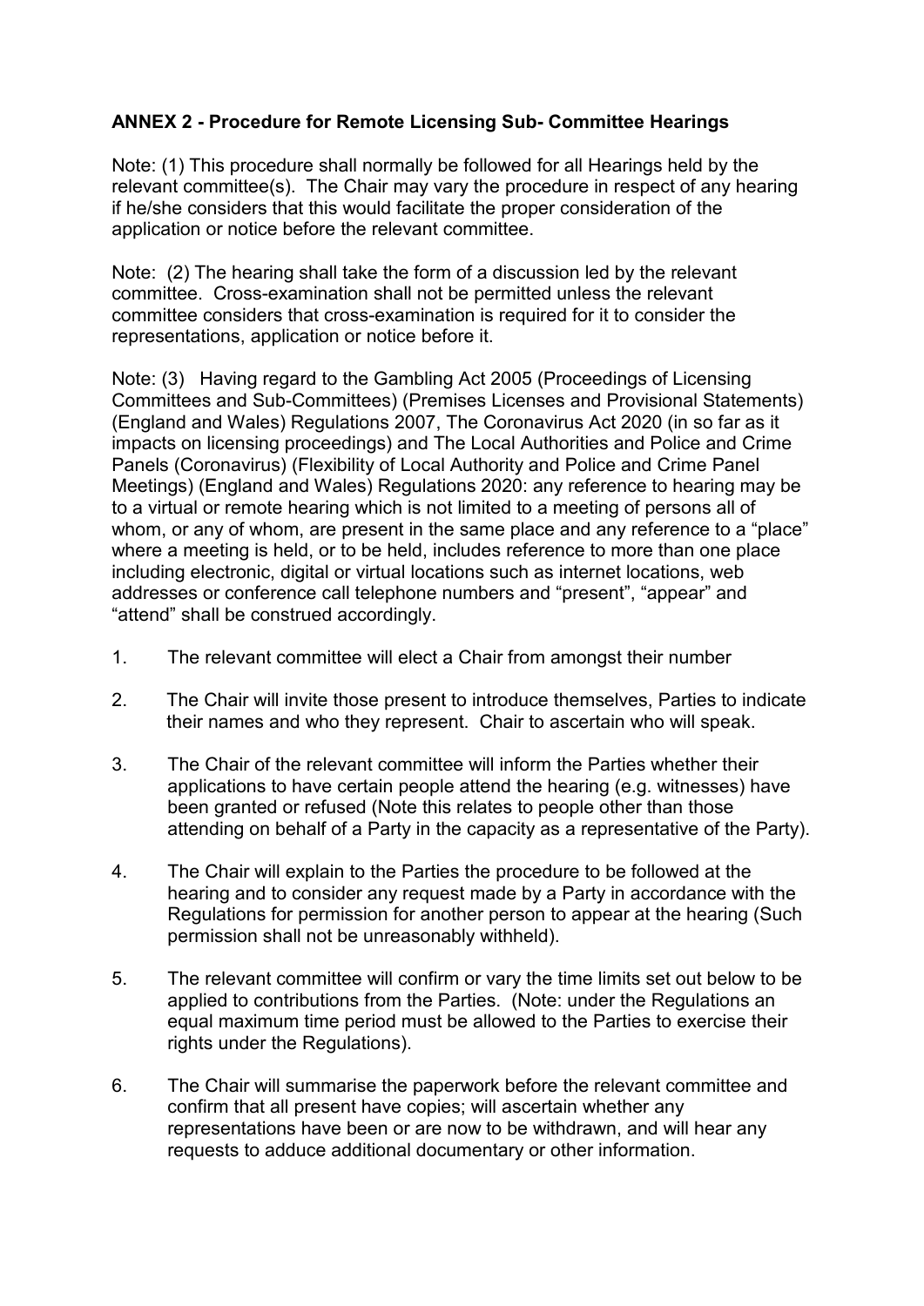**ANNEX 2 - Procedure for Remote Licensing Sub- Committee Hearings**

Note: (1) This procedure shall normally be followed for all Hearings held by the relevant committee(s). The Chair may vary the procedure in respect of any hearing if he/she considers that this would facilitate the proper consideration of the application or notice before the relevant committee.

Note: (2) The hearing shall take the form of a discussion led by the relevant committee. Cross-examination shall not be permitted unless the relevant committee considers that cross-examination is required for it to consider the representations, application or notice before it.

Note: (3) Having regard to the Gambling Act 2005 (Proceedings of Licensing Committees and Sub-Committees) (Premises Licenses and Provisional Statements) (England and Wales) Regulations 2007, The Coronavirus Act 2020 (in so far as it impacts on licensing proceedings) and The Local Authorities and Police and Crime Panels (Coronavirus) (Flexibility of Local Authority and Police and Crime Panel Meetings) (England and Wales) Regulations 2020: any reference to hearing may be to a virtual or remote hearing which is not limited to a meeting of persons all of whom, or any of whom, are present in the same place and any reference to a "place" where a meeting is held, or to be held, includes reference to more than one place including electronic, digital or virtual locations such as internet locations, web addresses or conference call telephone numbers and "present", "appear" and "attend" shall be construed accordingly.

1. The relevant committee will elect a Chair from amongst their number

2. The Chair will invite those present to introduce themselves, Parties to indicate their names and who they represent. Chair to ascertain who will speak.

3. The Chair of the relevant committee will inform the Parties whether their applications to have certain people attend the hearing (e.g. witnesses) have been granted or refused (Note this relates to people other than those attending on behalf of a Party in the capacity as a representative of the Party).

4. The Chair will explain to the Parties the procedure to be followed at the hearing and to consider any request made by a Party in accordance with the Regulations for permission for another person to appear at the hearing (Such permission shall not be unreasonably withheld).

5. The relevant committee will confirm or vary the time limits set out below to be applied to contributions from the Parties. (Note: under the Regulations an equal maximum time period must be allowed to the Parties to exercise their rights under the Regulations).

6. The Chair will summarise the paperwork before the relevant committee and confirm that all present have copies; will ascertain whether any representations have been or are now to be withdrawn, and will hear any requests to adduce additional documentary or other information.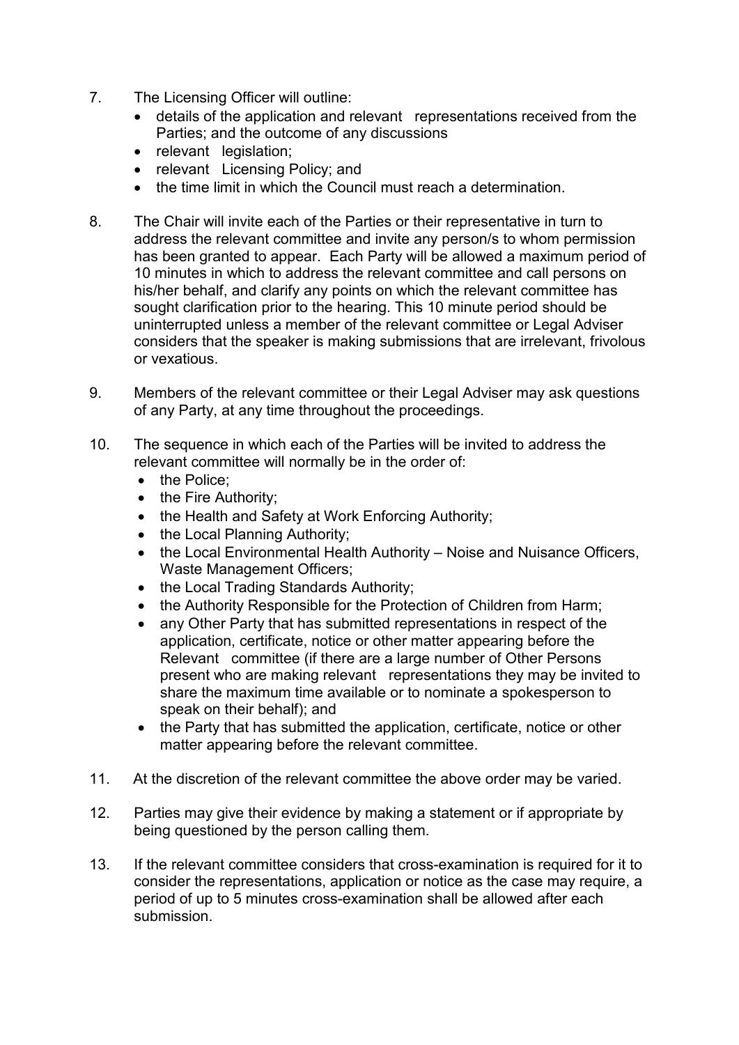7. The Licensing Officer will outline:
   - details of the application and relevant representations received from the Parties; and the outcome of any discussions
   - relevant legislation;
   - relevant Licensing Policy; and
   - the time limit in which the Council must reach a determination.

8. The Chair will invite each of the Parties or their representative in turn to address the relevant committee and invite any person/s to whom permission has been granted to appear. Each Party will be allowed a maximum period of 10 minutes in which to address the relevant committee and call persons on his/her behalf, and clarify any points on which the relevant committee has sought clarification prior to the hearing. This 10 minute period should be uninterrupted unless a member of the relevant committee or Legal Adviser considers that the speaker is making submissions that are irrelevant, frivolous or vexatious.

9. Members of the relevant committee or their Legal Adviser may ask questions of any Party, at any time throughout the proceedings.

10. The sequence in which each of the Parties will be invited to address the relevant committee will normally be in the order of:
    - the Police;
    - the Fire Authority;
    - the Health and Safety at Work Enforcing Authority;
    - the Local Planning Authority;
    - the Local Environmental Health Authority – Noise and Nuisance Officers, Waste Management Officers;
    - the Local Trading Standards Authority;
    - the Authority Responsible for the Protection of Children from Harm;
    - any Other Party that has submitted representations in respect of the application, certificate, notice or other matter appearing before the Relevant committee (if there are a large number of Other Persons present who are making relevant representations they may be invited to share the maximum time available or to nominate a spokesperson to speak on their behalf); and
    - the Party that has submitted the application, certificate, notice or other matter appearing before the relevant committee.

11. At the discretion of the relevant committee the above order may be varied.

12. Parties may give their evidence by making a statement or if appropriate by being questioned by the person calling them.

13. If the relevant committee considers that cross-examination is required for it to consider the representations, application or notice as the case may require, a period of up to 5 minutes cross-examination shall be allowed after each submission.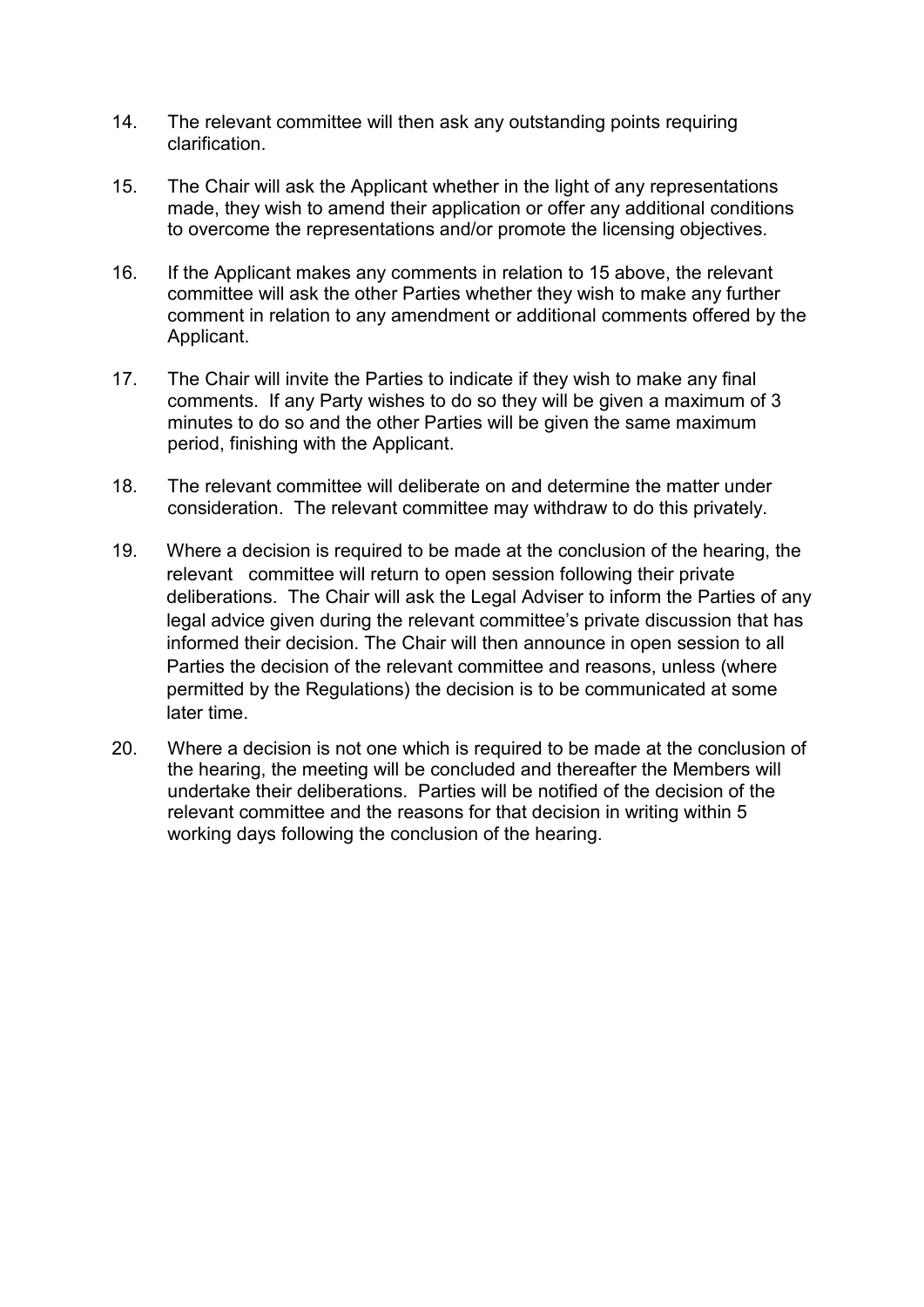14. The relevant committee will then ask any outstanding points requiring clarification.

15. The Chair will ask the Applicant whether in the light of any representations made, they wish to amend their application or offer any additional conditions to overcome the representations and/or promote the licensing objectives.

16. If the Applicant makes any comments in relation to 15 above, the relevant committee will ask the other Parties whether they wish to make any further comment in relation to any amendment or additional comments offered by the Applicant.

17. The Chair will invite the Parties to indicate if they wish to make any final comments. If any Party wishes to do so they will be given a maximum of 3 minutes to do so and the other Parties will be given the same maximum period, finishing with the Applicant.

18. The relevant committee will deliberate on and determine the matter under consideration. The relevant committee may withdraw to do this privately.

19. Where a decision is required to be made at the conclusion of the hearing, the relevant committee will return to open session following their private deliberations. The Chair will ask the Legal Adviser to inform the Parties of any legal advice given during the relevant committee's private discussion that has informed their decision. The Chair will then announce in open session to all Parties the decision of the relevant committee and reasons, unless (where permitted by the Regulations) the decision is to be communicated at some later time.

20. Where a decision is not one which is required to be made at the conclusion of the hearing, the meeting will be concluded and thereafter the Members will undertake their deliberations. Parties will be notified of the decision of the relevant committee and the reasons for that decision in writing within 5 working days following the conclusion of the hearing.